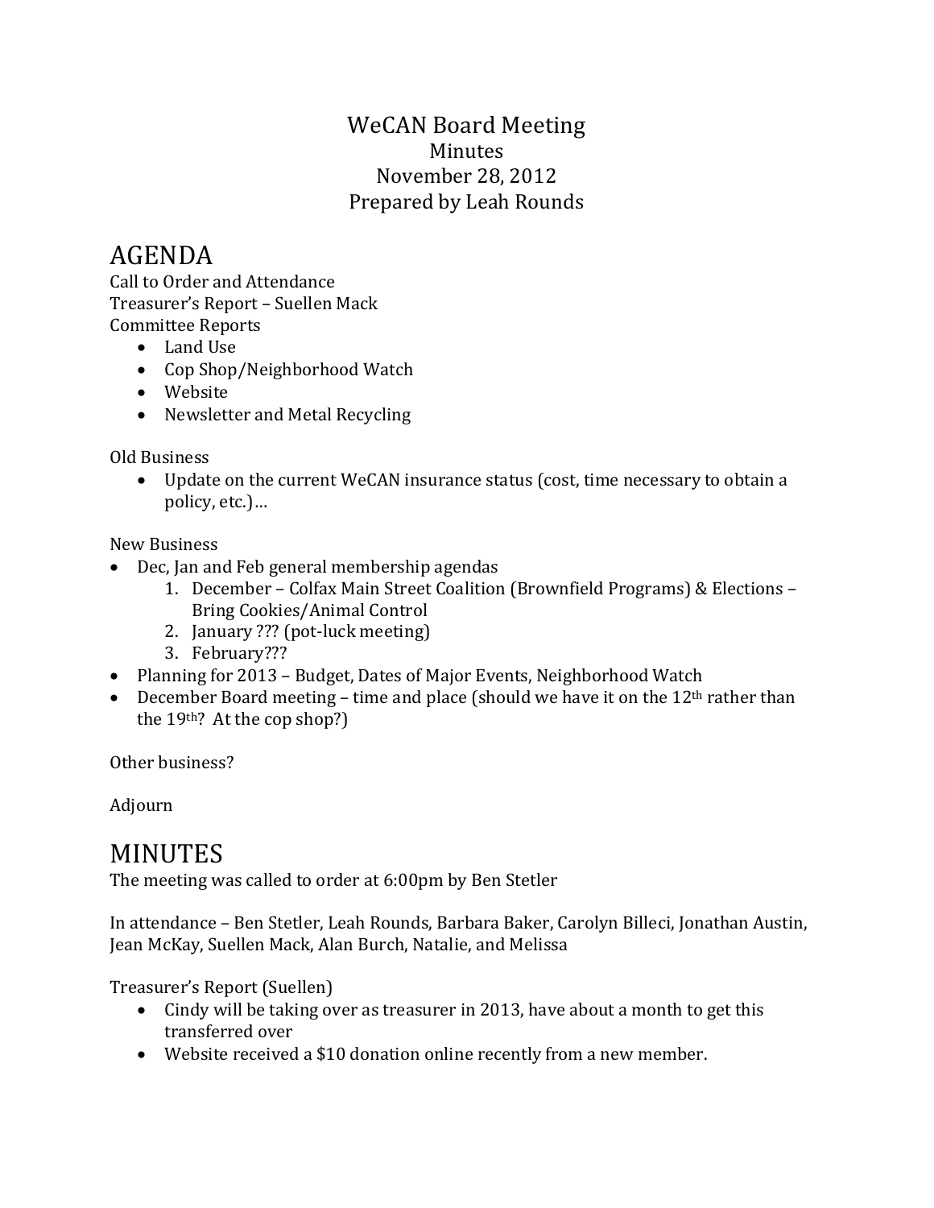# WeCAN Board Meeting

Minutes

November 28, 2012

Prepared by Leah Rounds

## AGENDA

Call to Order and Attendance

Treasurer's Report – Suellen Mack

Committee Reports

- Land Use
- Cop Shop/Neighborhood Watch
- Website
- Newsletter and Metal Recycling

Old Business

- Update on the current WeCAN insurance status (cost, time necessary to obtain a policy, etc.)…

New Business

- Dec, Jan and Feb general membership agendas
  1. December – Colfax Main Street Coalition (Brownfield Programs) & Elections – Bring Cookies/Animal Control
  2. January ??? (pot-luck meeting)
  3. February???
- Planning for 2013 – Budget, Dates of Major Events, Neighborhood Watch
- December Board meeting – time and place (should we have it on the 12th rather than the 19th? At the cop shop?)

Other business?

Adjourn

## MINUTES

The meeting was called to order at 6:00pm by Ben Stetler

In attendance – Ben Stetler, Leah Rounds, Barbara Baker, Carolyn Billeci, Jonathan Austin, Jean McKay, Suellen Mack, Alan Burch, Natalie, and Melissa

Treasurer's Report (Suellen)

- Cindy will be taking over as treasurer in 2013, have about a month to get this transferred over
- Website received a $10 donation online recently from a new member.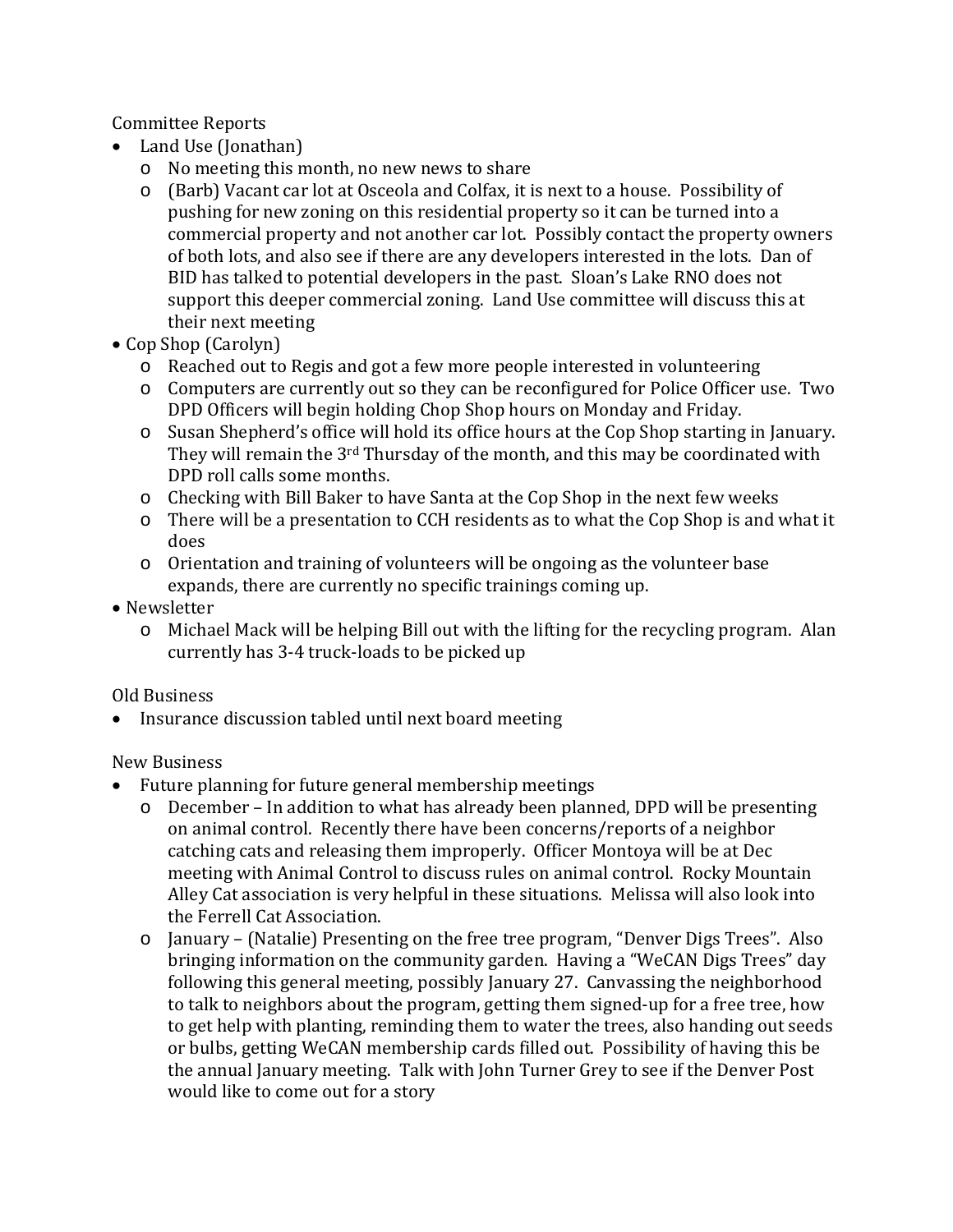Committee Reports

- Land Use (Jonathan)
  - No meeting this month, no new news to share
  - (Barb) Vacant car lot at Osceola and Colfax, it is next to a house. Possibility of pushing for new zoning on this residential property so it can be turned into a commercial property and not another car lot. Possibly contact the property owners of both lots, and also see if there are any developers interested in the lots. Dan of BID has talked to potential developers in the past. Sloan's Lake RNO does not support this deeper commercial zoning. Land Use committee will discuss this at their next meeting
- Cop Shop (Carolyn)
  - Reached out to Regis and got a few more people interested in volunteering
  - Computers are currently out so they can be reconfigured for Police Officer use. Two DPD Officers will begin holding Chop Shop hours on Monday and Friday.
  - Susan Shepherd's office will hold its office hours at the Cop Shop starting in January. They will remain the 3rd Thursday of the month, and this may be coordinated with DPD roll calls some months.
  - Checking with Bill Baker to have Santa at the Cop Shop in the next few weeks
  - There will be a presentation to CCH residents as to what the Cop Shop is and what it does
  - Orientation and training of volunteers will be ongoing as the volunteer base expands, there are currently no specific trainings coming up.
- Newsletter
  - Michael Mack will be helping Bill out with the lifting for the recycling program. Alan currently has 3-4 truck-loads to be picked up

Old Business

- Insurance discussion tabled until next board meeting

New Business

- Future planning for future general membership meetings
  - December – In addition to what has already been planned, DPD will be presenting on animal control. Recently there have been concerns/reports of a neighbor catching cats and releasing them improperly. Officer Montoya will be at Dec meeting with Animal Control to discuss rules on animal control. Rocky Mountain Alley Cat association is very helpful in these situations. Melissa will also look into the Ferrell Cat Association.
  - January – (Natalie) Presenting on the free tree program, "Denver Digs Trees". Also bringing information on the community garden. Having a "WeCAN Digs Trees" day following this general meeting, possibly January 27. Canvassing the neighborhood to talk to neighbors about the program, getting them signed-up for a free tree, how to get help with planting, reminding them to water the trees, also handing out seeds or bulbs, getting WeCAN membership cards filled out. Possibility of having this be the annual January meeting. Talk with John Turner Grey to see if the Denver Post would like to come out for a story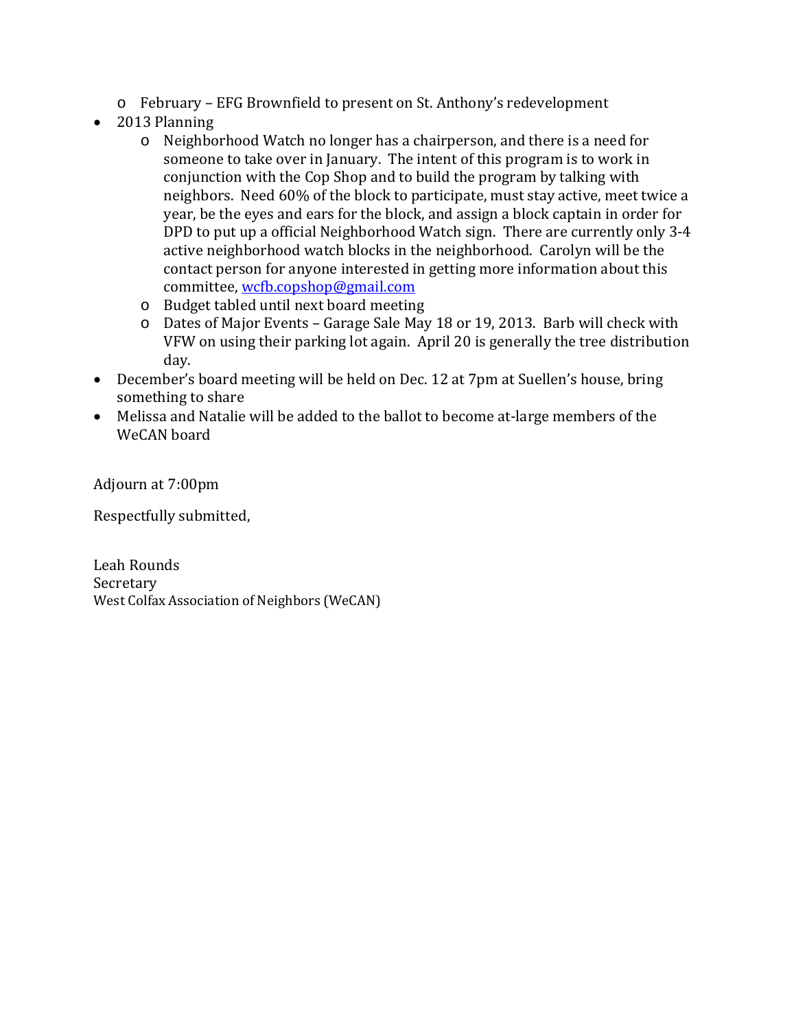- February – EFG Brownfield to present on St. Anthony's redevelopment
- 2013 Planning
  - Neighborhood Watch no longer has a chairperson, and there is a need for someone to take over in January. The intent of this program is to work in conjunction with the Cop Shop and to build the program by talking with neighbors. Need 60% of the block to participate, must stay active, meet twice a year, be the eyes and ears for the block, and assign a block captain in order for DPD to put up a official Neighborhood Watch sign. There are currently only 3-4 active neighborhood watch blocks in the neighborhood. Carolyn will be the contact person for anyone interested in getting more information about this committee, wcfb.copshop@gmail.com
  - Budget tabled until next board meeting
  - Dates of Major Events – Garage Sale May 18 or 19, 2013. Barb will check with VFW on using their parking lot again. April 20 is generally the tree distribution day.
- December's board meeting will be held on Dec. 12 at 7pm at Suellen's house, bring something to share
- Melissa and Natalie will be added to the ballot to become at-large members of the WeCAN board

Adjourn at 7:00pm

Respectfully submitted,

Leah Rounds
Secretary
West Colfax Association of Neighbors (WeCAN)